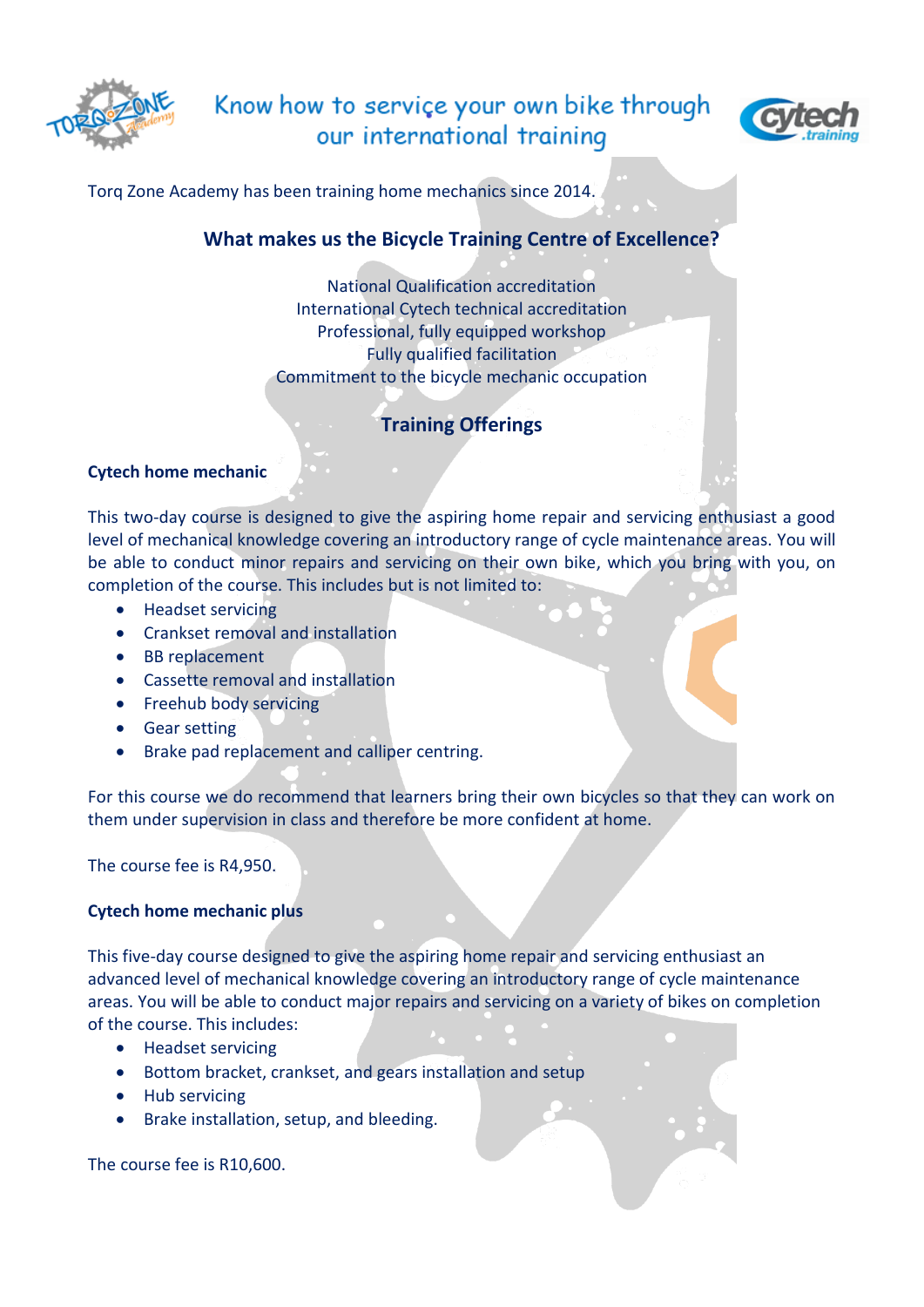# Know how to service your own bike through our international training

Torq Zone Academy has been training home mechanics since 2014.

## What makes us the Bicycle Training Centre of Excellence?

National Qualification accreditation
International Cytech technical accreditation
Professional, fully equipped workshop
Fully qualified facilitation
Commitment to the bicycle mechanic occupation

## Training Offerings

### Cytech home mechanic

This two-day course is designed to give the aspiring home repair and servicing enthusiast a good level of mechanical knowledge covering an introductory range of cycle maintenance areas. You will be able to conduct minor repairs and servicing on their own bike, which you bring with you, on completion of the course. This includes but is not limited to:

- Headset servicing
- Crankset removal and installation
- BB replacement
- Cassette removal and installation
- Freehub body servicing
- Gear setting
- Brake pad replacement and calliper centring.

For this course we do recommend that learners bring their own bicycles so that they can work on them under supervision in class and therefore be more confident at home.

The course fee is R4,950.

### Cytech home mechanic plus

This five-day course designed to give the aspiring home repair and servicing enthusiast an advanced level of mechanical knowledge covering an introductory range of cycle maintenance areas. You will be able to conduct major repairs and servicing on a variety of bikes on completion of the course. This includes:

- Headset servicing
- Bottom bracket, crankset, and gears installation and setup
- Hub servicing
- Brake installation, setup, and bleeding.

The course fee is R10,600.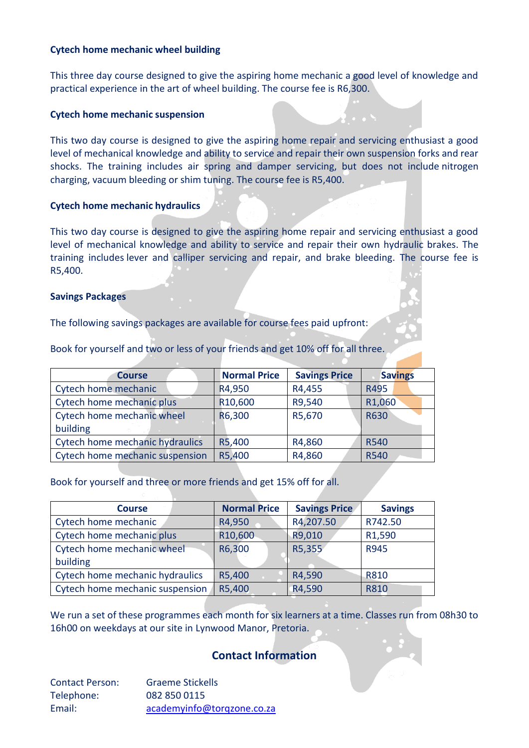### Cytech home mechanic wheel building

This three day course designed to give the aspiring home mechanic a good level of knowledge and practical experience in the art of wheel building. The course fee is R6,300.

### Cytech home mechanic suspension

This two day course is designed to give the aspiring home repair and servicing enthusiast a good level of mechanical knowledge and ability to service and repair their own suspension forks and rear shocks. The training includes air spring and damper servicing, but does not include nitrogen charging, vacuum bleeding or shim tuning. The course fee is R5,400.

### Cytech home mechanic hydraulics

This two day course is designed to give the aspiring home repair and servicing enthusiast a good level of mechanical knowledge and ability to service and repair their own hydraulic brakes. The training includes lever and calliper servicing and repair, and brake bleeding. The course fee is R5,400.

### Savings Packages

The following savings packages are available for course fees paid upfront:

Book for yourself and two or less of your friends and get 10% off for all three.

| Course | Normal Price | Savings Price | Savings |
|---|---|---|---|
| Cytech home mechanic | R4,950 | R4,455 | R495 |
| Cytech home mechanic plus | R10,600 | R9,540 | R1,060 |
| Cytech home mechanic wheel building | R6,300 | R5,670 | R630 |
| Cytech home mechanic hydraulics | R5,400 | R4,860 | R540 |
| Cytech home mechanic suspension | R5,400 | R4,860 | R540 |

Book for yourself and three or more friends and get 15% off for all.

| Course | Normal Price | Savings Price | Savings |
|---|---|---|---|
| Cytech home mechanic | R4,950 | R4,207.50 | R742.50 |
| Cytech home mechanic plus | R10,600 | R9,010 | R1,590 |
| Cytech home mechanic wheel building | R6,300 | R5,355 | R945 |
| Cytech home mechanic hydraulics | R5,400 | R4,590 | R810 |
| Cytech home mechanic suspension | R5,400 | R4,590 | R810 |

We run a set of these programmes each month for six learners at a time. Classes run from 08h30 to 16h00 on weekdays at our site in Lynwood Manor, Pretoria.

## Contact Information

Contact Person: Graeme Stickells
Telephone: 082 850 0115
Email: academyinfo@torqzone.co.za